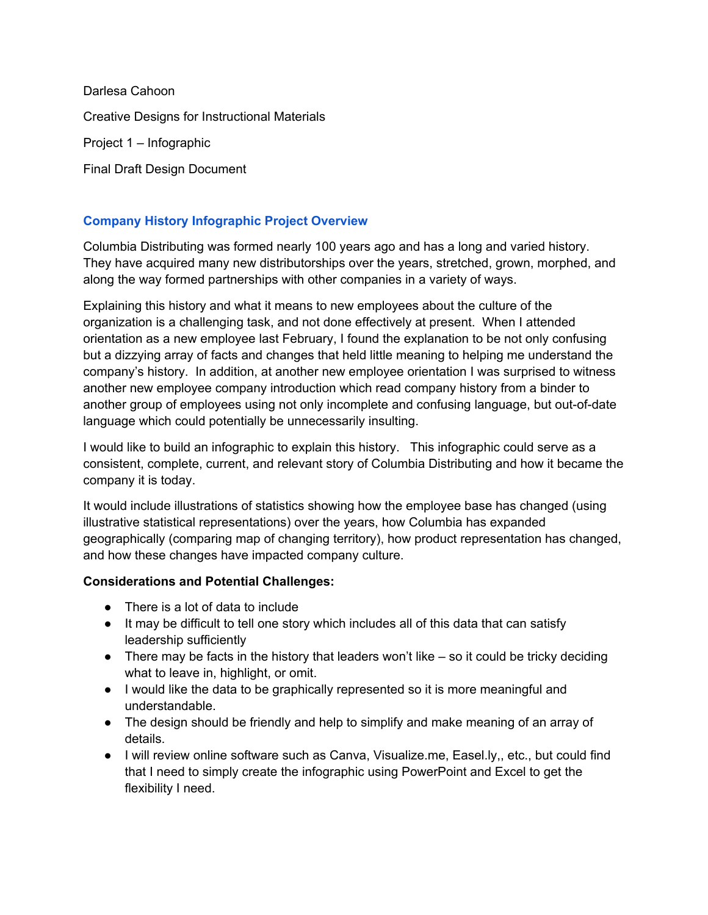Darlesa Cahoon

Creative Designs for Instructional Materials

Project 1 – Infographic

Final Draft Design Document

## Company History Infographic Project Overview

Columbia Distributing was formed nearly 100 years ago and has a long and varied history. They have acquired many new distributorships over the years, stretched, grown, morphed, and along the way formed partnerships with other companies in a variety of ways.

Explaining this history and what it means to new employees about the culture of the organization is a challenging task, and not done effectively at present. When I attended orientation as a new employee last February, I found the explanation to be not only confusing but a dizzying array of facts and changes that held little meaning to helping me understand the company's history. In addition, at another new employee orientation I was surprised to witness another new employee company introduction which read company history from a binder to another group of employees using not only incomplete and confusing language, but out-of-date language which could potentially be unnecessarily insulting.

I would like to build an infographic to explain this history. This infographic could serve as a consistent, complete, current, and relevant story of Columbia Distributing and how it became the company it is today.

It would include illustrations of statistics showing how the employee base has changed (using illustrative statistical representations) over the years, how Columbia has expanded geographically (comparing map of changing territory), how product representation has changed, and how these changes have impacted company culture.

**Considerations and Potential Challenges:**

- There is a lot of data to include
- It may be difficult to tell one story which includes all of this data that can satisfy leadership sufficiently
- There may be facts in the history that leaders won't like – so it could be tricky deciding what to leave in, highlight, or omit.
- I would like the data to be graphically represented so it is more meaningful and understandable.
- The design should be friendly and help to simplify and make meaning of an array of details.
- I will review online software such as Canva, Visualize.me, Easel.ly,, etc., but could find that I need to simply create the infographic using PowerPoint and Excel to get the flexibility I need.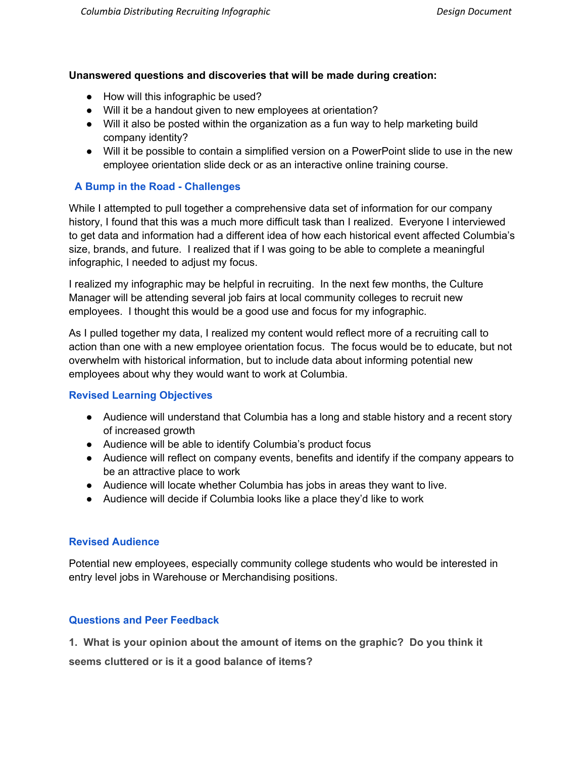**Unanswered questions and discoveries that will be made during creation:**

- How will this infographic be used?
- Will it be a handout given to new employees at orientation?
- Will it also be posted within the organization as a fun way to help marketing build company identity?
- Will it be possible to contain a simplified version on a PowerPoint slide to use in the new employee orientation slide deck or as an interactive online training course.

### A Bump in the Road - Challenges

While I attempted to pull together a comprehensive data set of information for our company history, I found that this was a much more difficult task than I realized. Everyone I interviewed to get data and information had a different idea of how each historical event affected Columbia's size, brands, and future. I realized that if I was going to be able to complete a meaningful infographic, I needed to adjust my focus.

I realized my infographic may be helpful in recruiting. In the next few months, the Culture Manager will be attending several job fairs at local community colleges to recruit new employees. I thought this would be a good use and focus for my infographic.

As I pulled together my data, I realized my content would reflect more of a recruiting call to action than one with a new employee orientation focus. The focus would be to educate, but not overwhelm with historical information, but to include data about informing potential new employees about why they would want to work at Columbia.

### Revised Learning Objectives

- Audience will understand that Columbia has a long and stable history and a recent story of increased growth
- Audience will be able to identify Columbia's product focus
- Audience will reflect on company events, benefits and identify if the company appears to be an attractive place to work
- Audience will locate whether Columbia has jobs in areas they want to live.
- Audience will decide if Columbia looks like a place they'd like to work

### Revised Audience

Potential new employees, especially community college students who would be interested in entry level jobs in Warehouse or Merchandising positions.

### Questions and Peer Feedback

**1. What is your opinion about the amount of items on the graphic? Do you think it seems cluttered or is it a good balance of items?**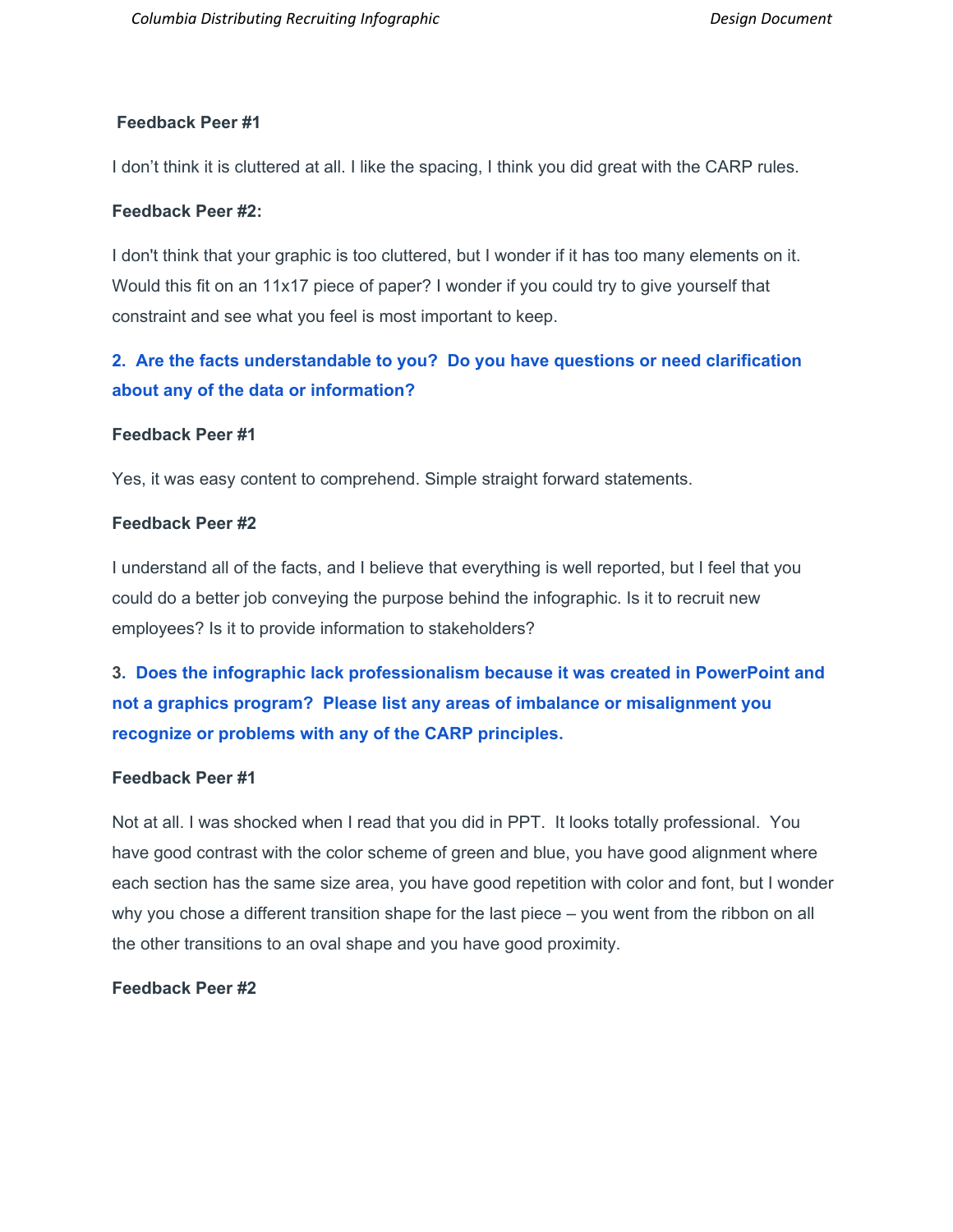**Feedback Peer #1**

I don't think it is cluttered at all. I like the spacing, I think you did great with the CARP rules.

**Feedback Peer #2:**

I don't think that your graphic is too cluttered, but I wonder if it has too many elements on it. Would this fit on an 11x17 piece of paper? I wonder if you could try to give yourself that constraint and see what you feel is most important to keep.

**2. Are the facts understandable to you? Do you have questions or need clarification about any of the data or information?**

**Feedback Peer #1**

Yes, it was easy content to comprehend. Simple straight forward statements.

**Feedback Peer #2**

I understand all of the facts, and I believe that everything is well reported, but I feel that you could do a better job conveying the purpose behind the infographic. Is it to recruit new employees? Is it to provide information to stakeholders?

**3. Does the infographic lack professionalism because it was created in PowerPoint and not a graphics program? Please list any areas of imbalance or misalignment you recognize or problems with any of the CARP principles.**

**Feedback Peer #1**

Not at all. I was shocked when I read that you did in PPT. It looks totally professional. You have good contrast with the color scheme of green and blue, you have good alignment where each section has the same size area, you have good repetition with color and font, but I wonder why you chose a different transition shape for the last piece – you went from the ribbon on all the other transitions to an oval shape and you have good proximity.

**Feedback Peer #2**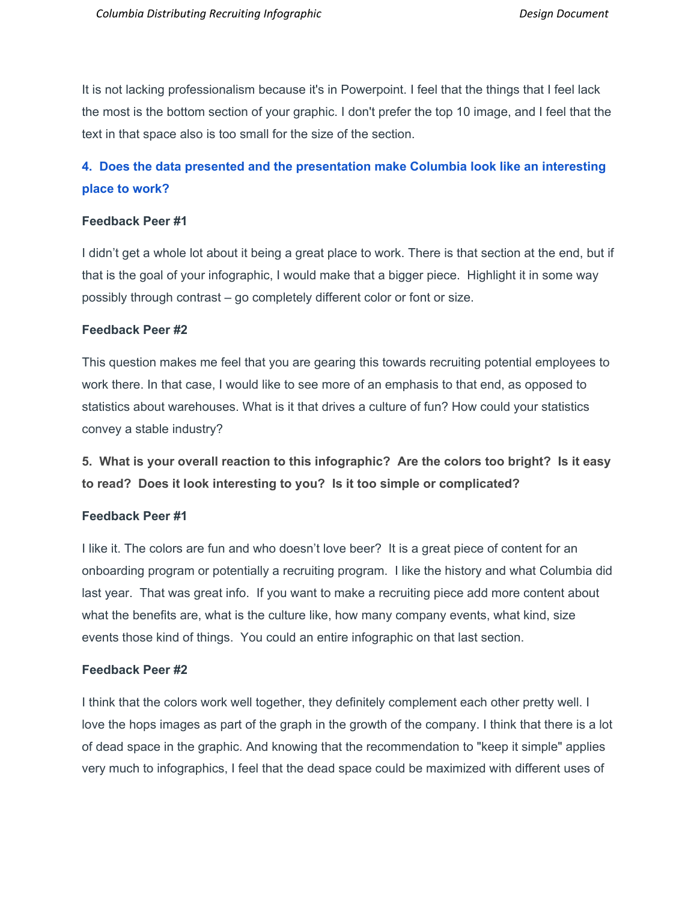It is not lacking professionalism because it's in Powerpoint. I feel that the things that I feel lack the most is the bottom section of your graphic. I don't prefer the top 10 image, and I feel that the text in that space also is too small for the size of the section.

**4. Does the data presented and the presentation make Columbia look like an interesting place to work?**

**Feedback Peer #1**

I didn't get a whole lot about it being a great place to work. There is that section at the end, but if that is the goal of your infographic, I would make that a bigger piece. Highlight it in some way possibly through contrast – go completely different color or font or size.

**Feedback Peer #2**

This question makes me feel that you are gearing this towards recruiting potential employees to work there. In that case, I would like to see more of an emphasis to that end, as opposed to statistics about warehouses. What is it that drives a culture of fun? How could your statistics convey a stable industry?

**5. What is your overall reaction to this infographic? Are the colors too bright? Is it easy to read? Does it look interesting to you? Is it too simple or complicated?**

**Feedback Peer #1**

I like it. The colors are fun and who doesn't love beer? It is a great piece of content for an onboarding program or potentially a recruiting program. I like the history and what Columbia did last year. That was great info. If you want to make a recruiting piece add more content about what the benefits are, what is the culture like, how many company events, what kind, size events those kind of things. You could an entire infographic on that last section.

**Feedback Peer #2**

I think that the colors work well together, they definitely complement each other pretty well. I love the hops images as part of the graph in the growth of the company. I think that there is a lot of dead space in the graphic. And knowing that the recommendation to "keep it simple" applies very much to infographics, I feel that the dead space could be maximized with different uses of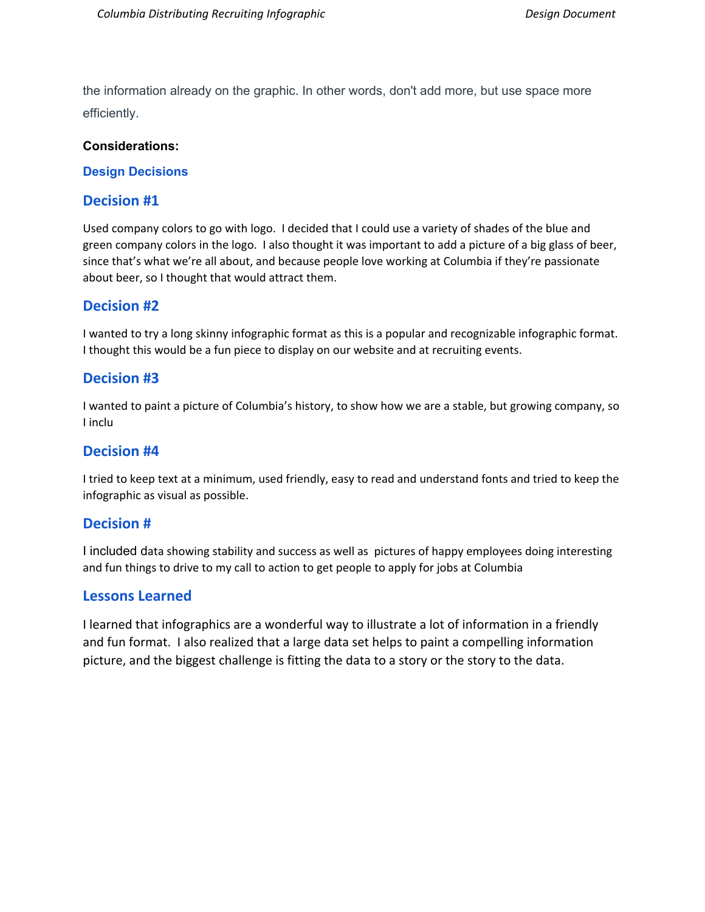the information already on the graphic. In other words, don't add more, but use space more efficiently.

**Considerations:**

### Design Decisions

## Decision #1

Used company colors to go with logo. I decided that I could use a variety of shades of the blue and green company colors in the logo. I also thought it was important to add a picture of a big glass of beer, since that's what we're all about, and because people love working at Columbia if they're passionate about beer, so I thought that would attract them.

## Decision #2

I wanted to try a long skinny infographic format as this is a popular and recognizable infographic format. I thought this would be a fun piece to display on our website and at recruiting events.

## Decision #3

I wanted to paint a picture of Columbia's history, to show how we are a stable, but growing company, so I inclu

## Decision #4

I tried to keep text at a minimum, used friendly, easy to read and understand fonts and tried to keep the infographic as visual as possible.

## Decision #

I included data showing stability and success as well as pictures of happy employees doing interesting and fun things to drive to my call to action to get people to apply for jobs at Columbia

## Lessons Learned

I learned that infographics are a wonderful way to illustrate a lot of information in a friendly and fun format. I also realized that a large data set helps to paint a compelling information picture, and the biggest challenge is fitting the data to a story or the story to the data.